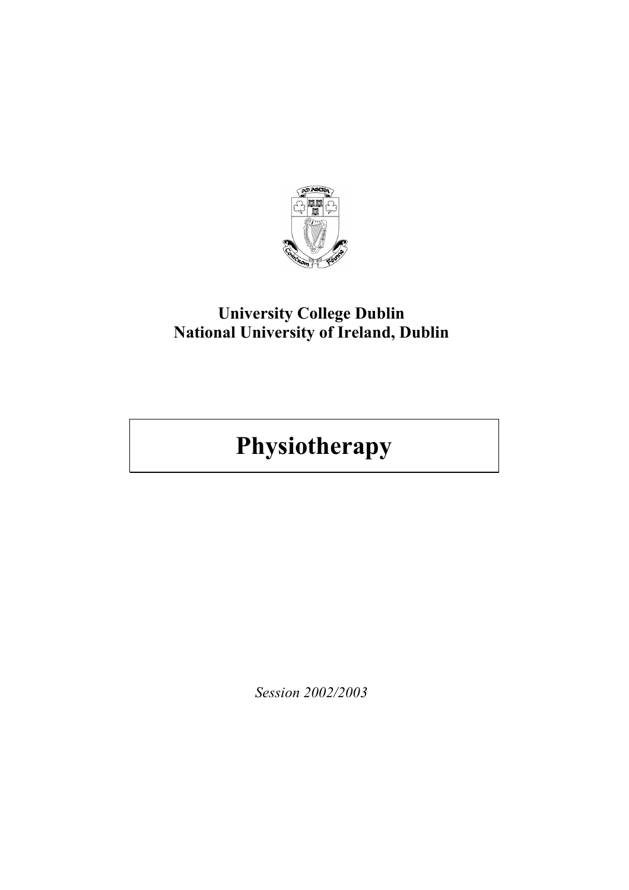**University College Dublin**
**National University of Ireland, Dublin**

# Physiotherapy

*Session 2002/2003*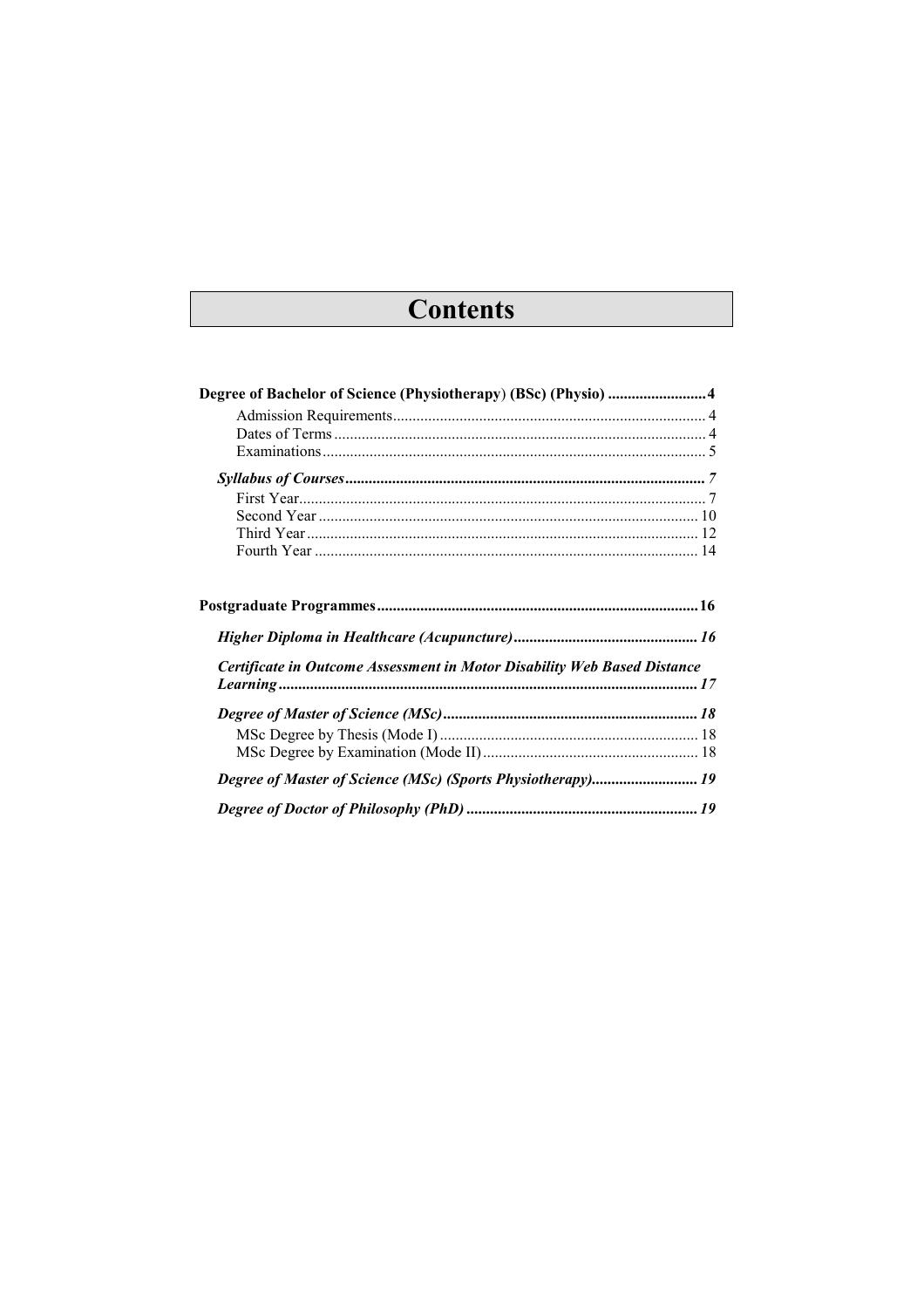# Contents

**Degree of Bachelor of Science (Physiotherapy) (BSc) (Physio) ......................... 4**

- Admission Requirements ............................................................................... 4
- Dates of Terms .............................................................................................. 4
- Examinations ................................................................................................. 5

***Syllabus of Courses* .......................................................................................... *7***

- First Year ....................................................................................................... 7
- Second Year ................................................................................................. 10
- Third Year ................................................................................................... 12
- Fourth Year ................................................................................................. 14

**Postgraduate Programmes ................................................................................ 16**

***Higher Diploma in Healthcare (Acupuncture)* .............................................. *16***

***Certificate in Outcome Assessment in Motor Disability Web Based Distance Learning* ......................................................................................................... *17***

***Degree of Master of Science (MSc)* ................................................................ *18***

- MSc Degree by Thesis (Mode I) ................................................................. 18
- MSc Degree by Examination (Mode II) ....................................................... 18

***Degree of Master of Science (MSc) (Sports Physiotherapy)* .......................... *19***

***Degree of Doctor of Philosophy (PhD)* .......................................................... *19***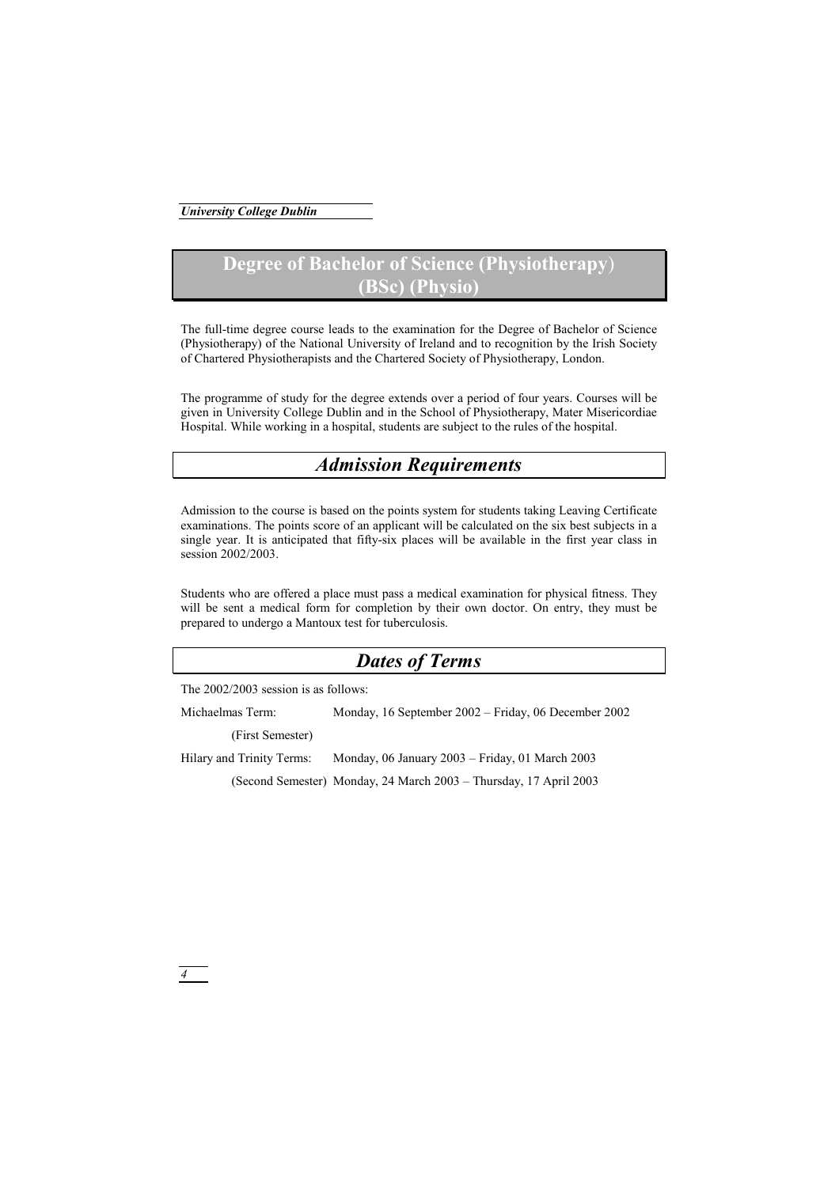# Degree of Bachelor of Science (Physiotherapy) (BSc) (Physio)

The full-time degree course leads to the examination for the Degree of Bachelor of Science (Physiotherapy) of the National University of Ireland and to recognition by the Irish Society of Chartered Physiotherapists and the Chartered Society of Physiotherapy, London.

The programme of study for the degree extends over a period of four years. Courses will be given in University College Dublin and in the School of Physiotherapy, Mater Misericordiae Hospital. While working in a hospital, students are subject to the rules of the hospital.

## *Admission Requirements*

Admission to the course is based on the points system for students taking Leaving Certificate examinations. The points score of an applicant will be calculated on the six best subjects in a single year. It is anticipated that fifty-six places will be available in the first year class in session 2002/2003.

Students who are offered a place must pass a medical examination for physical fitness. They will be sent a medical form for completion by their own doctor. On entry, they must be prepared to undergo a Mantoux test for tuberculosis.

## *Dates of Terms*

The 2002/2003 session is as follows:

| | |
|---|---|
| Michaelmas Term: (First Semester) | Monday, 16 September 2002 – Friday, 06 December 2002 |
| Hilary and Trinity Terms: | Monday, 06 January 2003 – Friday, 01 March 2003 |
| (Second Semester) | Monday, 24 March 2003 – Thursday, 17 April 2003 |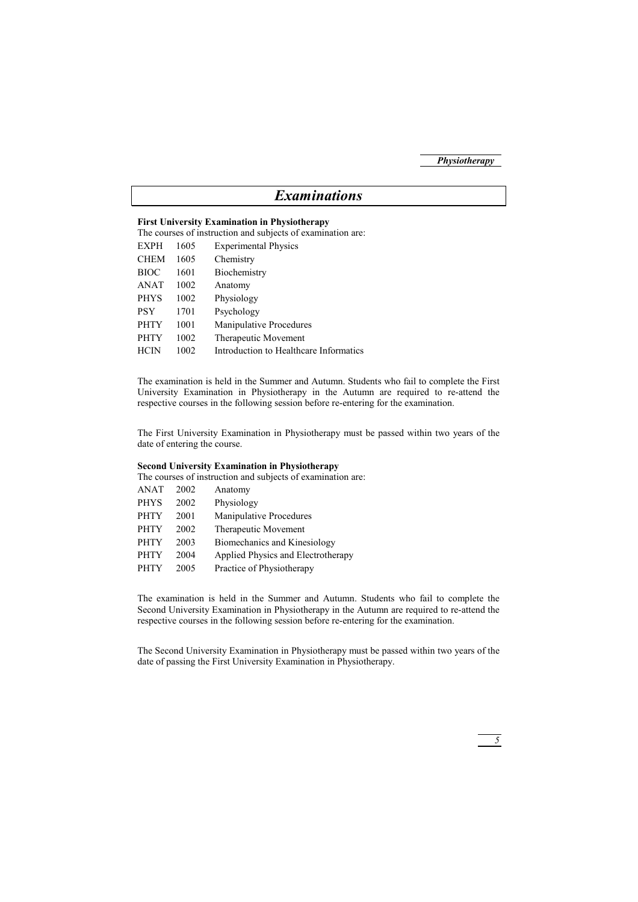# Examinations

**First University Examination in Physiotherapy**

The courses of instruction and subjects of examination are:

| | | |
|---|---|---|
| EXPH | 1605 | Experimental Physics |
| CHEM | 1605 | Chemistry |
| BIOC | 1601 | Biochemistry |
| ANAT | 1002 | Anatomy |
| PHYS | 1002 | Physiology |
| PSY | 1701 | Psychology |
| PHTY | 1001 | Manipulative Procedures |
| PHTY | 1002 | Therapeutic Movement |
| HCIN | 1002 | Introduction to Healthcare Informatics |

The examination is held in the Summer and Autumn. Students who fail to complete the First University Examination in Physiotherapy in the Autumn are required to re-attend the respective courses in the following session before re-entering for the examination.

The First University Examination in Physiotherapy must be passed within two years of the date of entering the course.

**Second University Examination in Physiotherapy**

The courses of instruction and subjects of examination are:

| | | |
|---|---|---|
| ANAT | 2002 | Anatomy |
| PHYS | 2002 | Physiology |
| PHTY | 2001 | Manipulative Procedures |
| PHTY | 2002 | Therapeutic Movement |
| PHTY | 2003 | Biomechanics and Kinesiology |
| PHTY | 2004 | Applied Physics and Electrotherapy |
| PHTY | 2005 | Practice of Physiotherapy |

The examination is held in the Summer and Autumn. Students who fail to complete the Second University Examination in Physiotherapy in the Autumn are required to re-attend the respective courses in the following session before re-entering for the examination.

The Second University Examination in Physiotherapy must be passed within two years of the date of passing the First University Examination in Physiotherapy.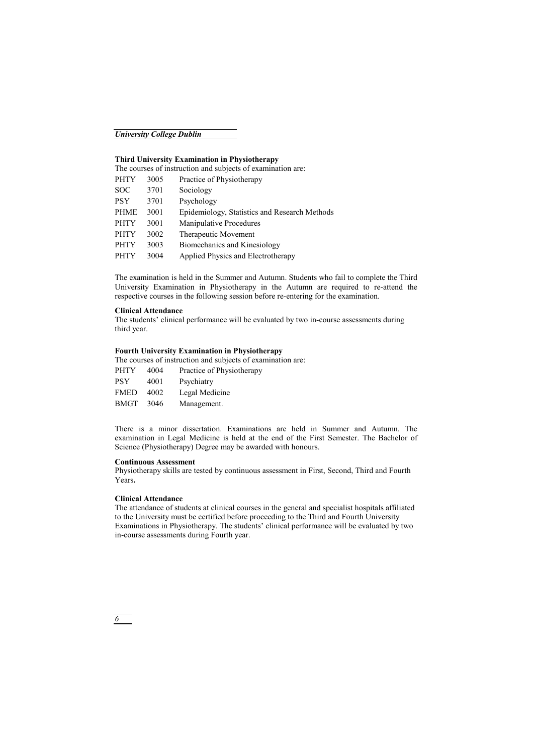### Third University Examination in Physiotherapy

The courses of instruction and subjects of examination are:

| | | |
|---|---|---|
| PHTY | 3005 | Practice of Physiotherapy |
| SOC | 3701 | Sociology |
| PSY | 3701 | Psychology |
| PHME | 3001 | Epidemiology, Statistics and Research Methods |
| PHTY | 3001 | Manipulative Procedures |
| PHTY | 3002 | Therapeutic Movement |
| PHTY | 3003 | Biomechanics and Kinesiology |
| PHTY | 3004 | Applied Physics and Electrotherapy |

The examination is held in the Summer and Autumn. Students who fail to complete the Third University Examination in Physiotherapy in the Autumn are required to re-attend the respective courses in the following session before re-entering for the examination.

**Clinical Attendance**

The students' clinical performance will be evaluated by two in-course assessments during third year.

### Fourth University Examination in Physiotherapy

The courses of instruction and subjects of examination are:

| | | |
|---|---|---|
| PHTY | 4004 | Practice of Physiotherapy |
| PSY | 4001 | Psychiatry |
| FMED | 4002 | Legal Medicine |
| BMGT | 3046 | Management. |

There is a minor dissertation. Examinations are held in Summer and Autumn. The examination in Legal Medicine is held at the end of the First Semester. The Bachelor of Science (Physiotherapy) Degree may be awarded with honours.

**Continuous Assessment**

Physiotherapy skills are tested by continuous assessment in First, Second, Third and Fourth Years**.**

**Clinical Attendance**

The attendance of students at clinical courses in the general and specialist hospitals affiliated to the University must be certified before proceeding to the Third and Fourth University Examinations in Physiotherapy. The students' clinical performance will be evaluated by two in-course assessments during Fourth year.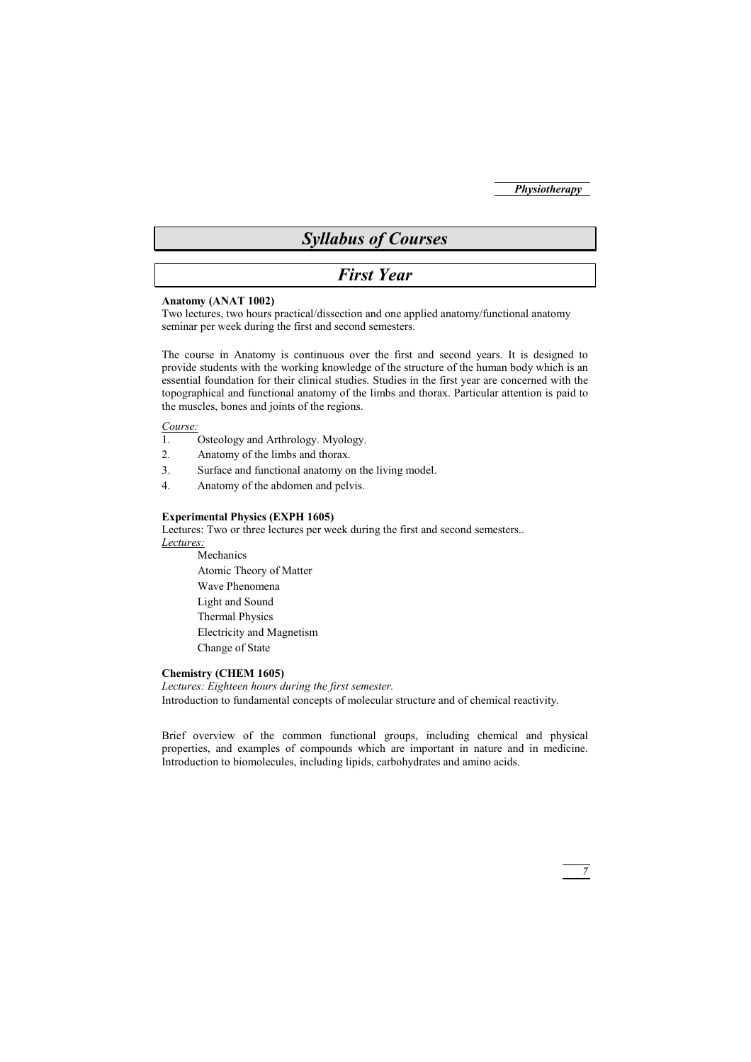# Syllabus of Courses

## First Year

**Anatomy (ANAT 1002)**
Two lectures, two hours practical/dissection and one applied anatomy/functional anatomy seminar per week during the first and second semesters.

The course in Anatomy is continuous over the first and second years. It is designed to provide students with the working knowledge of the structure of the human body which is an essential foundation for their clinical studies. Studies in the first year are concerned with the topographical and functional anatomy of the limbs and thorax. Particular attention is paid to the muscles, bones and joints of the regions.

*Course:*

1. Osteology and Arthrology. Myology.
2. Anatomy of the limbs and thorax.
3. Surface and functional anatomy on the living model.
4. Anatomy of the abdomen and pelvis.

**Experimental Physics (EXPH 1605)**
Lectures: Two or three lectures per week during the first and second semesters..
*Lectures:*

Mechanics
Atomic Theory of Matter
Wave Phenomena
Light and Sound
Thermal Physics
Electricity and Magnetism
Change of State

**Chemistry (CHEM 1605)**
*Lectures: Eighteen hours during the first semester.*
Introduction to fundamental concepts of molecular structure and of chemical reactivity.

Brief overview of the common functional groups, including chemical and physical properties, and examples of compounds which are important in nature and in medicine. Introduction to biomolecules, including lipids, carbohydrates and amino acids.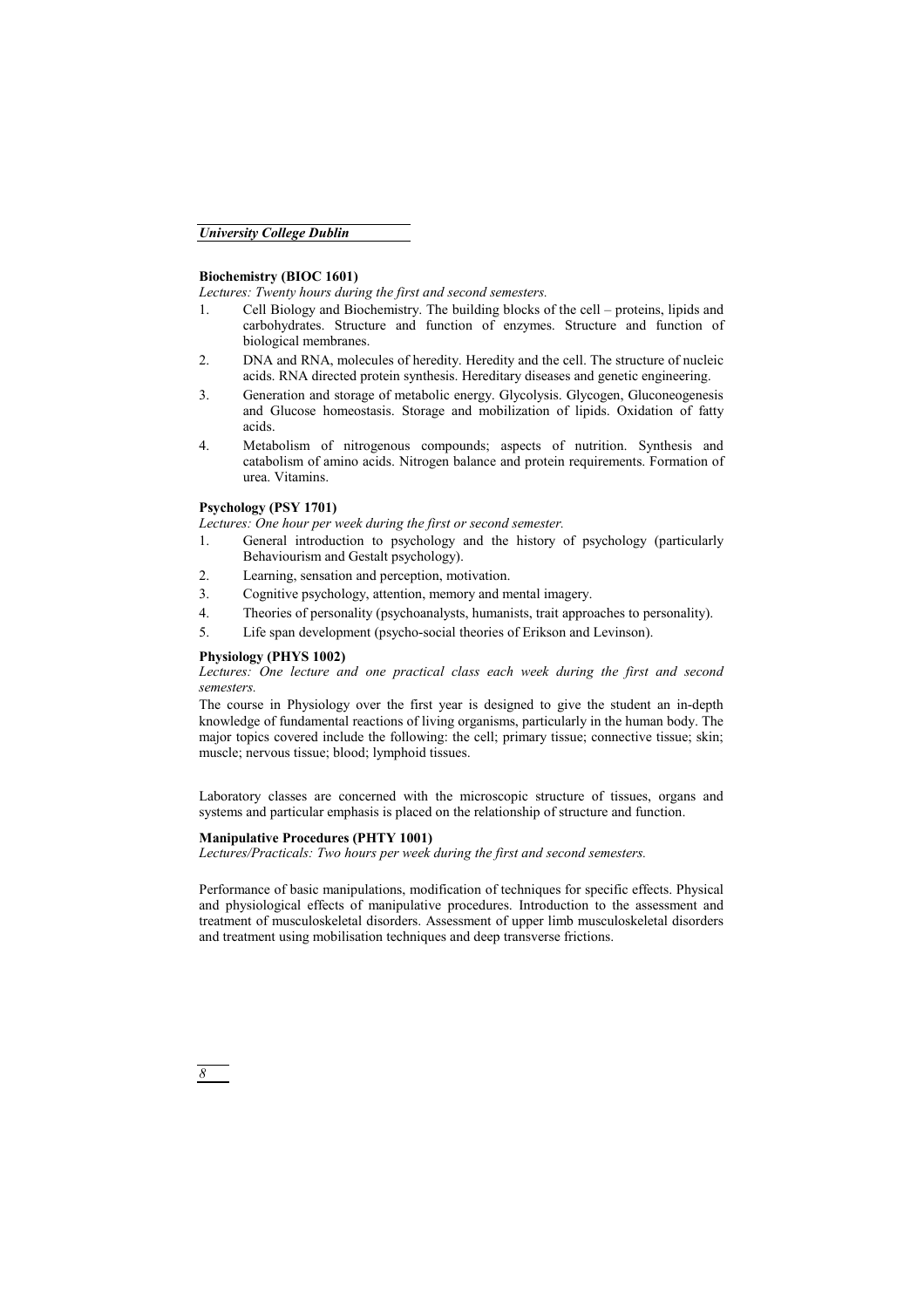### Biochemistry (BIOC 1601)

*Lectures: Twenty hours during the first and second semesters.*

1. Cell Biology and Biochemistry. The building blocks of the cell – proteins, lipids and carbohydrates. Structure and function of enzymes. Structure and function of biological membranes.
2. DNA and RNA, molecules of heredity. Heredity and the cell. The structure of nucleic acids. RNA directed protein synthesis. Hereditary diseases and genetic engineering.
3. Generation and storage of metabolic energy. Glycolysis. Glycogen, Gluconeogenesis and Glucose homeostasis. Storage and mobilization of lipids. Oxidation of fatty acids.
4. Metabolism of nitrogenous compounds; aspects of nutrition. Synthesis and catabolism of amino acids. Nitrogen balance and protein requirements. Formation of urea. Vitamins.

### Psychology (PSY 1701)

*Lectures: One hour per week during the first or second semester.*

1. General introduction to psychology and the history of psychology (particularly Behaviourism and Gestalt psychology).
2. Learning, sensation and perception, motivation.
3. Cognitive psychology, attention, memory and mental imagery.
4. Theories of personality (psychoanalysts, humanists, trait approaches to personality).
5. Life span development (psycho-social theories of Erikson and Levinson).

### Physiology (PHYS 1002)

*Lectures: One lecture and one practical class each week during the first and second semesters.*

The course in Physiology over the first year is designed to give the student an in-depth knowledge of fundamental reactions of living organisms, particularly in the human body. The major topics covered include the following: the cell; primary tissue; connective tissue; skin; muscle; nervous tissue; blood; lymphoid tissues.

Laboratory classes are concerned with the microscopic structure of tissues, organs and systems and particular emphasis is placed on the relationship of structure and function.

### Manipulative Procedures (PHTY 1001)

*Lectures/Practicals: Two hours per week during the first and second semesters.*

Performance of basic manipulations, modification of techniques for specific effects. Physical and physiological effects of manipulative procedures. Introduction to the assessment and treatment of musculoskeletal disorders. Assessment of upper limb musculoskeletal disorders and treatment using mobilisation techniques and deep transverse frictions.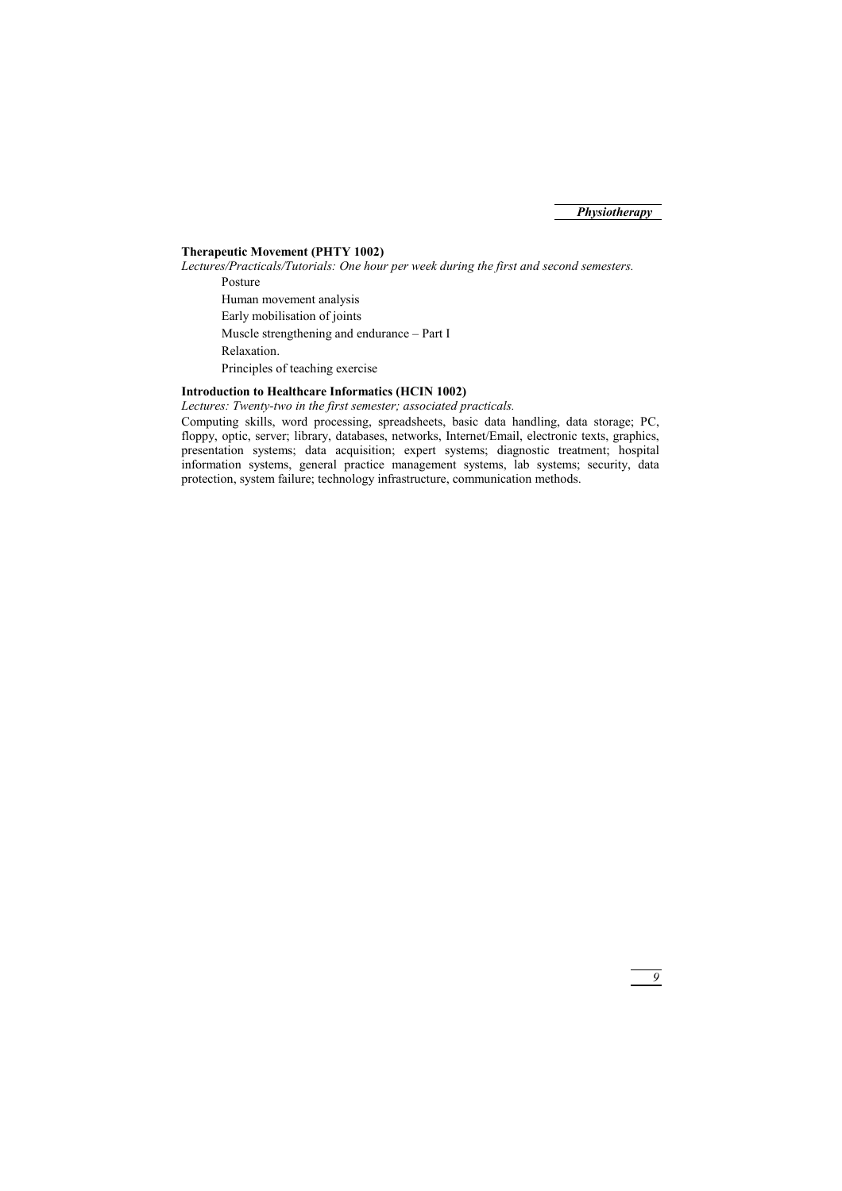### Therapeutic Movement (PHTY 1002)

*Lectures/Practicals/Tutorials: One hour per week during the first and second semesters.*

Posture

Human movement analysis

Early mobilisation of joints

Muscle strengthening and endurance – Part I

Relaxation.

Principles of teaching exercise

### Introduction to Healthcare Informatics (HCIN 1002)

*Lectures: Twenty-two in the first semester; associated practicals.*

Computing skills, word processing, spreadsheets, basic data handling, data storage; PC, floppy, optic, server; library, databases, networks, Internet/Email, electronic texts, graphics, presentation systems; data acquisition; expert systems; diagnostic treatment; hospital information systems, general practice management systems, lab systems; security, data protection, system failure; technology infrastructure, communication methods.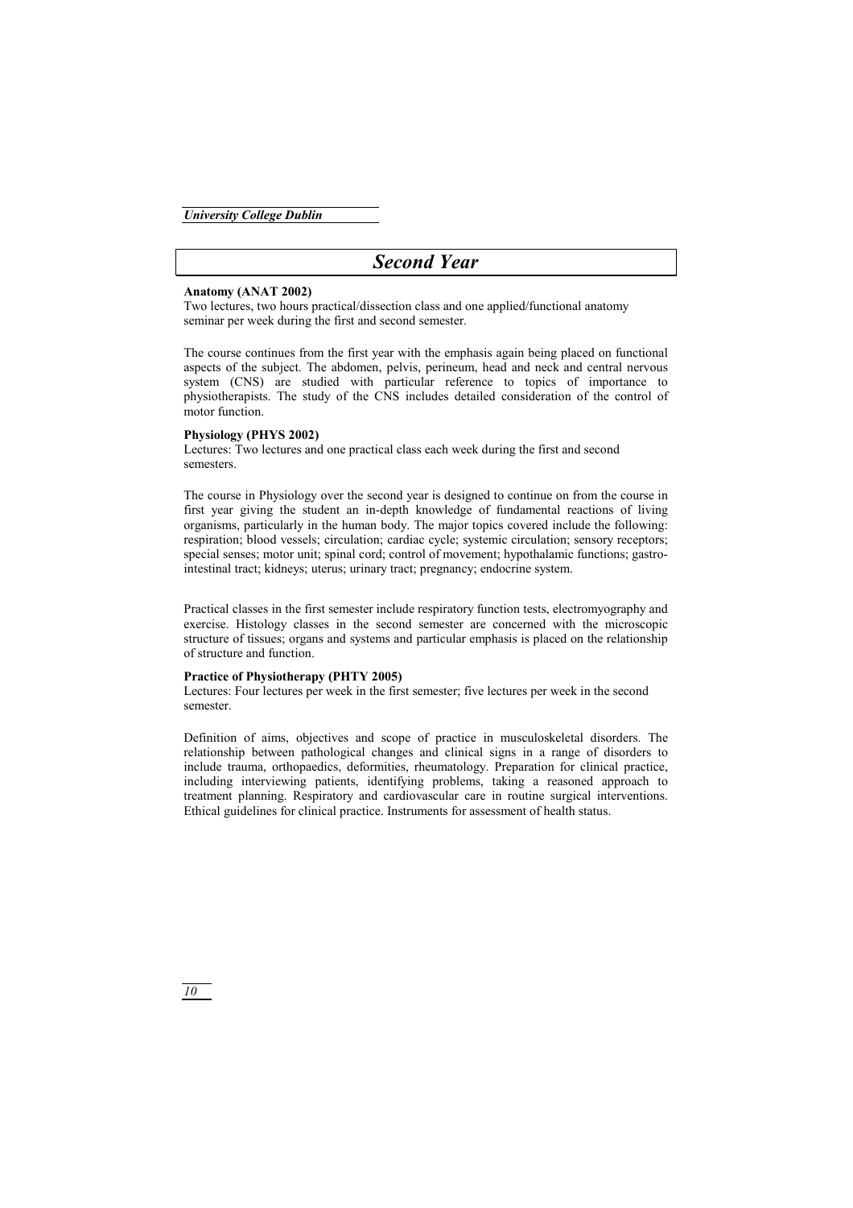# Second Year

### Anatomy (ANAT 2002)

Two lectures, two hours practical/dissection class and one applied/functional anatomy seminar per week during the first and second semester.

The course continues from the first year with the emphasis again being placed on functional aspects of the subject. The abdomen, pelvis, perineum, head and neck and central nervous system (CNS) are studied with particular reference to topics of importance to physiotherapists. The study of the CNS includes detailed consideration of the control of motor function.

### Physiology (PHYS 2002)

Lectures: Two lectures and one practical class each week during the first and second semesters.

The course in Physiology over the second year is designed to continue on from the course in first year giving the student an in-depth knowledge of fundamental reactions of living organisms, particularly in the human body. The major topics covered include the following: respiration; blood vessels; circulation; cardiac cycle; systemic circulation; sensory receptors; special senses; motor unit; spinal cord; control of movement; hypothalamic functions; gastro-intestinal tract; kidneys; uterus; urinary tract; pregnancy; endocrine system.

Practical classes in the first semester include respiratory function tests, electromyography and exercise. Histology classes in the second semester are concerned with the microscopic structure of tissues; organs and systems and particular emphasis is placed on the relationship of structure and function.

### Practice of Physiotherapy (PHTY 2005)

Lectures: Four lectures per week in the first semester; five lectures per week in the second semester.

Definition of aims, objectives and scope of practice in musculoskeletal disorders. The relationship between pathological changes and clinical signs in a range of disorders to include trauma, orthopaedics, deformities, rheumatology. Preparation for clinical practice, including interviewing patients, identifying problems, taking a reasoned approach to treatment planning. Respiratory and cardiovascular care in routine surgical interventions. Ethical guidelines for clinical practice. Instruments for assessment of health status.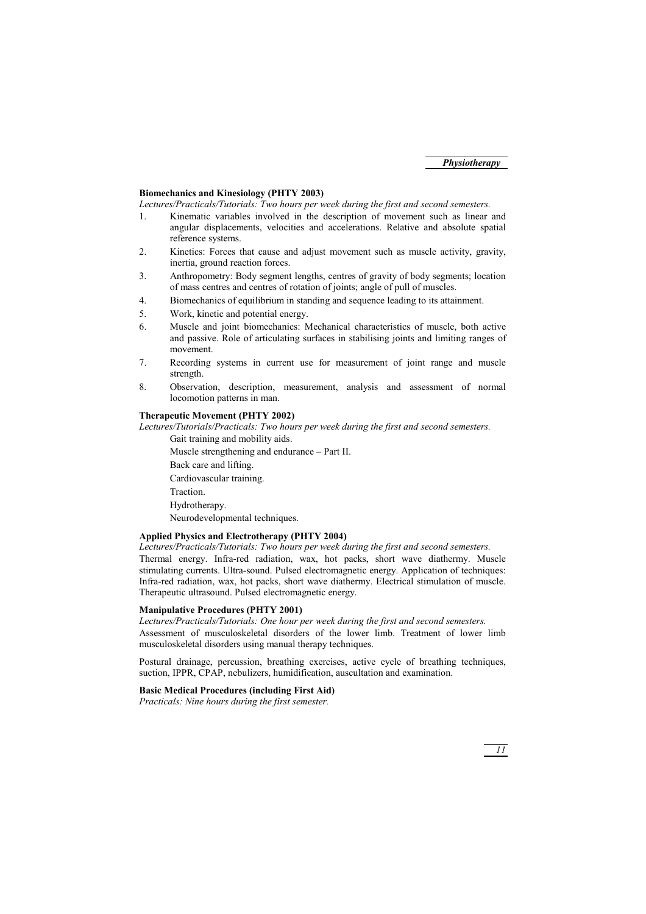**Biomechanics and Kinesiology (PHTY 2003)**

*Lectures/Practicals/Tutorials: Two hours per week during the first and second semesters.*

1. Kinematic variables involved in the description of movement such as linear and angular displacements, velocities and accelerations. Relative and absolute spatial reference systems.
2. Kinetics: Forces that cause and adjust movement such as muscle activity, gravity, inertia, ground reaction forces.
3. Anthropometry: Body segment lengths, centres of gravity of body segments; location of mass centres and centres of rotation of joints; angle of pull of muscles.
4. Biomechanics of equilibrium in standing and sequence leading to its attainment.
5. Work, kinetic and potential energy.
6. Muscle and joint biomechanics: Mechanical characteristics of muscle, both active and passive. Role of articulating surfaces in stabilising joints and limiting ranges of movement.
7. Recording systems in current use for measurement of joint range and muscle strength.
8. Observation, description, measurement, analysis and assessment of normal locomotion patterns in man.

**Therapeutic Movement (PHTY 2002)**

*Lectures/Tutorials/Practicals: Two hours per week during the first and second semesters.*

Gait training and mobility aids.

Muscle strengthening and endurance – Part II.

Back care and lifting.

Cardiovascular training.

Traction.

Hydrotherapy.

Neurodevelopmental techniques.

**Applied Physics and Electrotherapy (PHTY 2004)**

*Lectures/Practicals/Tutorials: Two hours per week during the first and second semesters.*

Thermal energy. Infra-red radiation, wax, hot packs, short wave diathermy. Muscle stimulating currents. Ultra-sound. Pulsed electromagnetic energy. Application of techniques: Infra-red radiation, wax, hot packs, short wave diathermy. Electrical stimulation of muscle. Therapeutic ultrasound. Pulsed electromagnetic energy.

**Manipulative Procedures (PHTY 2001)**

*Lectures/Practicals/Tutorials: One hour per week during the first and second semesters.*

Assessment of musculoskeletal disorders of the lower limb. Treatment of lower limb musculoskeletal disorders using manual therapy techniques.

Postural drainage, percussion, breathing exercises, active cycle of breathing techniques, suction, IPPR, CPAP, nebulizers, humidification, auscultation and examination.

**Basic Medical Procedures (including First Aid)**

*Practicals: Nine hours during the first semester.*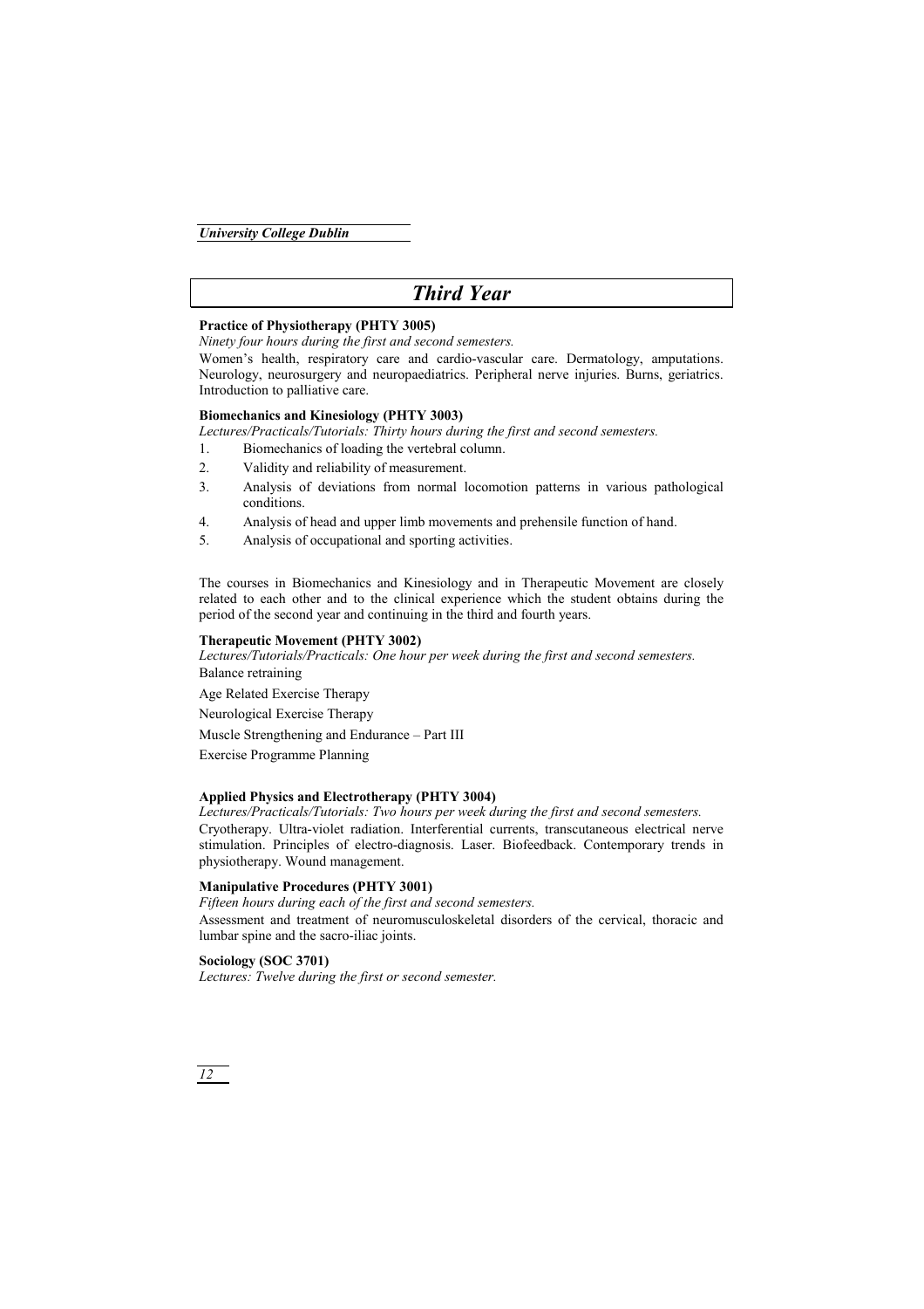# Third Year

**Practice of Physiotherapy (PHTY 3005)**

*Ninety four hours during the first and second semesters.*

Women's health, respiratory care and cardio-vascular care. Dermatology, amputations. Neurology, neurosurgery and neuropaediatrics. Peripheral nerve injuries. Burns, geriatrics. Introduction to palliative care.

**Biomechanics and Kinesiology (PHTY 3003)**

*Lectures/Practicals/Tutorials: Thirty hours during the first and second semesters.*

1. Biomechanics of loading the vertebral column.
2. Validity and reliability of measurement.
3. Analysis of deviations from normal locomotion patterns in various pathological conditions.
4. Analysis of head and upper limb movements and prehensile function of hand.
5. Analysis of occupational and sporting activities.

The courses in Biomechanics and Kinesiology and in Therapeutic Movement are closely related to each other and to the clinical experience which the student obtains during the period of the second year and continuing in the third and fourth years.

**Therapeutic Movement (PHTY 3002)**

*Lectures/Tutorials/Practicals: One hour per week during the first and second semesters.*

Balance retraining

Age Related Exercise Therapy

Neurological Exercise Therapy

Muscle Strengthening and Endurance – Part III

Exercise Programme Planning

**Applied Physics and Electrotherapy (PHTY 3004)**

*Lectures/Practicals/Tutorials: Two hours per week during the first and second semesters.*

Cryotherapy. Ultra-violet radiation. Interferential currents, transcutaneous electrical nerve stimulation. Principles of electro-diagnosis. Laser. Biofeedback. Contemporary trends in physiotherapy. Wound management.

**Manipulative Procedures (PHTY 3001)**

*Fifteen hours during each of the first and second semesters.*

Assessment and treatment of neuromusculoskeletal disorders of the cervical, thoracic and lumbar spine and the sacro-iliac joints.

**Sociology (SOC 3701)**

*Lectures: Twelve during the first or second semester.*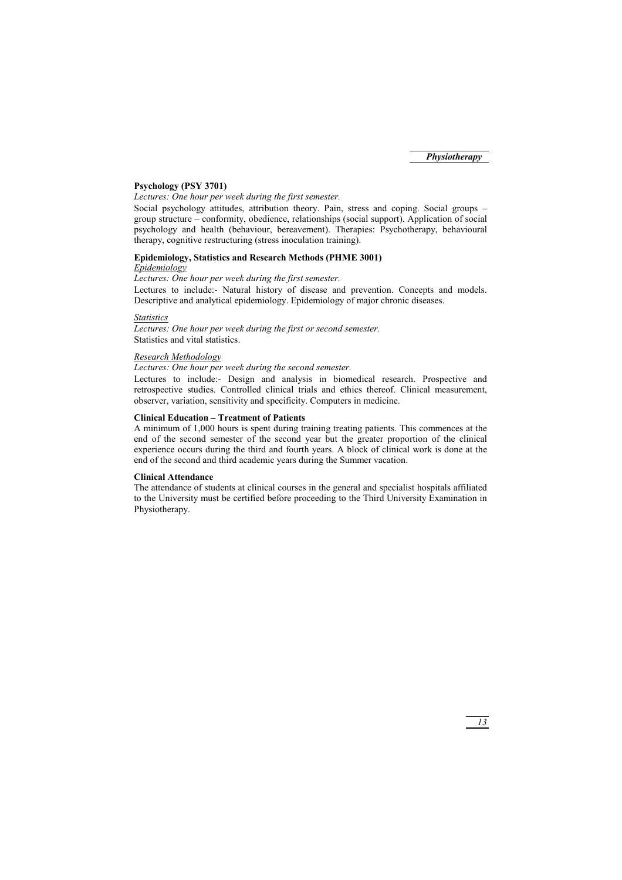**Psychology (PSY 3701)**

*Lectures: One hour per week during the first semester.*

Social psychology attitudes, attribution theory. Pain, stress and coping. Social groups – group structure – conformity, obedience, relationships (social support). Application of social psychology and health (behaviour, bereavement). Therapies: Psychotherapy, behavioural therapy, cognitive restructuring (stress inoculation training).

**Epidemiology, Statistics and Research Methods (PHME 3001)**

*Epidemiology*

*Lectures: One hour per week during the first semester.*

Lectures to include:- Natural history of disease and prevention. Concepts and models. Descriptive and analytical epidemiology. Epidemiology of major chronic diseases.

*Statistics*

*Lectures: One hour per week during the first or second semester.*

Statistics and vital statistics.

*Research Methodology*

*Lectures: One hour per week during the second semester.*

Lectures to include:- Design and analysis in biomedical research. Prospective and retrospective studies. Controlled clinical trials and ethics thereof. Clinical measurement, observer, variation, sensitivity and specificity. Computers in medicine.

**Clinical Education – Treatment of Patients**

A minimum of 1,000 hours is spent during training treating patients. This commences at the end of the second semester of the second year but the greater proportion of the clinical experience occurs during the third and fourth years. A block of clinical work is done at the end of the second and third academic years during the Summer vacation.

**Clinical Attendance**

The attendance of students at clinical courses in the general and specialist hospitals affiliated to the University must be certified before proceeding to the Third University Examination in Physiotherapy.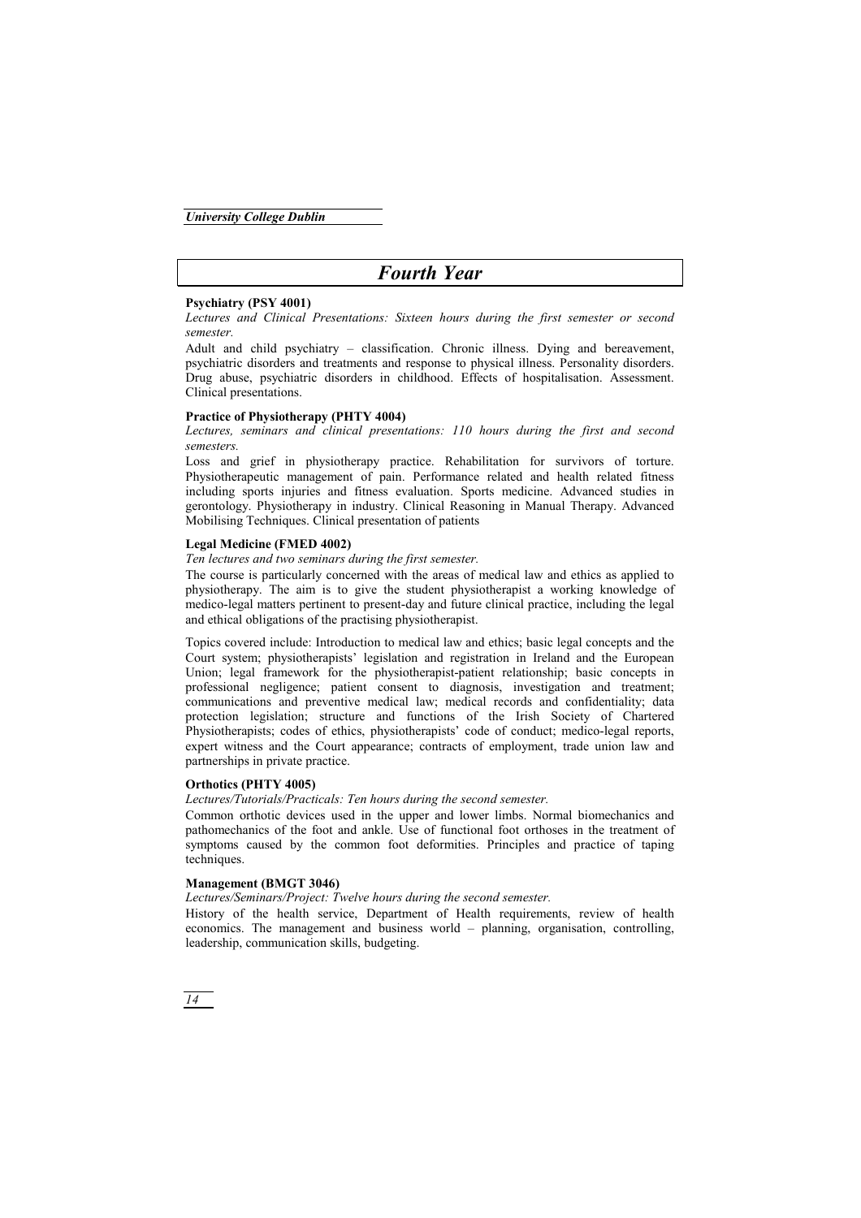# Fourth Year

### Psychiatry (PSY 4001)

*Lectures and Clinical Presentations: Sixteen hours during the first semester or second semester.*

Adult and child psychiatry – classification. Chronic illness. Dying and bereavement, psychiatric disorders and treatments and response to physical illness. Personality disorders. Drug abuse, psychiatric disorders in childhood. Effects of hospitalisation. Assessment. Clinical presentations.

### Practice of Physiotherapy (PHTY 4004)

*Lectures, seminars and clinical presentations: 110 hours during the first and second semesters.*

Loss and grief in physiotherapy practice. Rehabilitation for survivors of torture. Physiotherapeutic management of pain. Performance related and health related fitness including sports injuries and fitness evaluation. Sports medicine. Advanced studies in gerontology. Physiotherapy in industry. Clinical Reasoning in Manual Therapy. Advanced Mobilising Techniques. Clinical presentation of patients

### Legal Medicine (FMED 4002)

*Ten lectures and two seminars during the first semester.*

The course is particularly concerned with the areas of medical law and ethics as applied to physiotherapy. The aim is to give the student physiotherapist a working knowledge of medico-legal matters pertinent to present-day and future clinical practice, including the legal and ethical obligations of the practising physiotherapist.

Topics covered include: Introduction to medical law and ethics; basic legal concepts and the Court system; physiotherapists' legislation and registration in Ireland and the European Union; legal framework for the physiotherapist-patient relationship; basic concepts in professional negligence; patient consent to diagnosis, investigation and treatment; communications and preventive medical law; medical records and confidentiality; data protection legislation; structure and functions of the Irish Society of Chartered Physiotherapists; codes of ethics, physiotherapists' code of conduct; medico-legal reports, expert witness and the Court appearance; contracts of employment, trade union law and partnerships in private practice.

### Orthotics (PHTY 4005)

*Lectures/Tutorials/Practicals: Ten hours during the second semester.*

Common orthotic devices used in the upper and lower limbs. Normal biomechanics and pathomechanics of the foot and ankle. Use of functional foot orthoses in the treatment of symptoms caused by the common foot deformities. Principles and practice of taping techniques.

### Management (BMGT 3046)

*Lectures/Seminars/Project: Twelve hours during the second semester.*

History of the health service, Department of Health requirements, review of health economics. The management and business world – planning, organisation, controlling, leadership, communication skills, budgeting.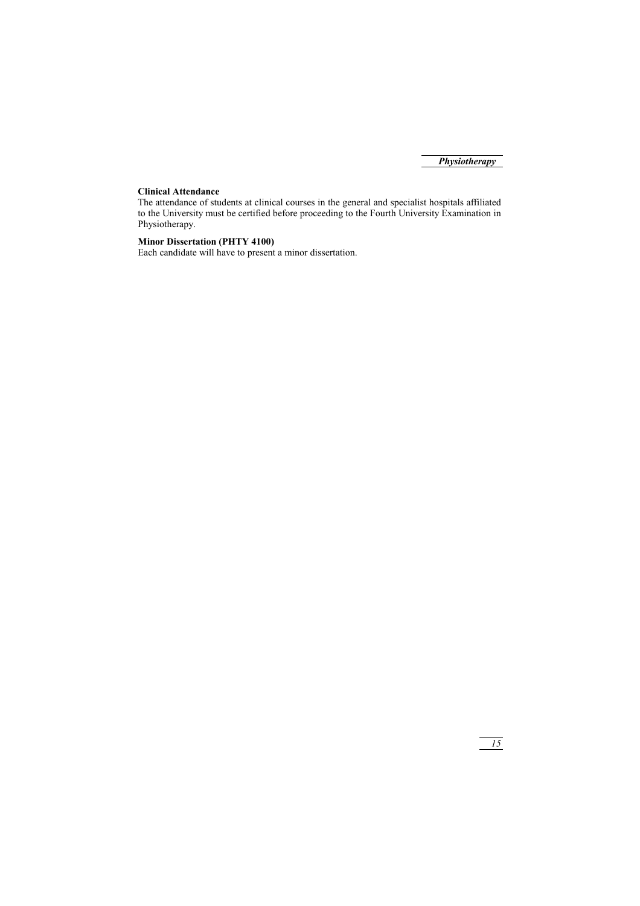**Clinical Attendance**

The attendance of students at clinical courses in the general and specialist hospitals affiliated to the University must be certified before proceeding to the Fourth University Examination in Physiotherapy.

**Minor Dissertation (PHTY 4100)**

Each candidate will have to present a minor dissertation.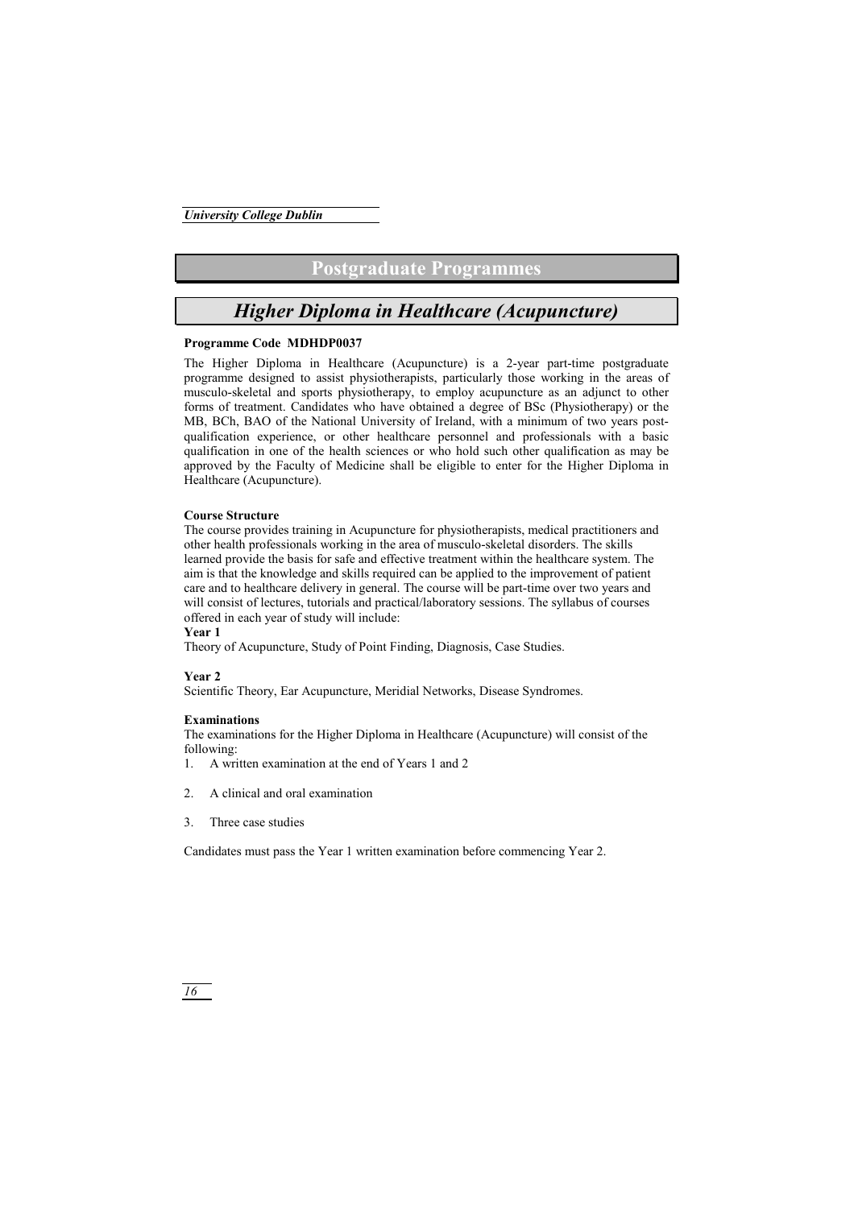# Postgraduate Programmes

## *Higher Diploma in Healthcare (Acupuncture)*

**Programme Code MDHDP0037**

The Higher Diploma in Healthcare (Acupuncture) is a 2-year part-time postgraduate programme designed to assist physiotherapists, particularly those working in the areas of musculo-skeletal and sports physiotherapy, to employ acupuncture as an adjunct to other forms of treatment. Candidates who have obtained a degree of BSc (Physiotherapy) or the MB, BCh, BAO of the National University of Ireland, with a minimum of two years post-qualification experience, or other healthcare personnel and professionals with a basic qualification in one of the health sciences or who hold such other qualification as may be approved by the Faculty of Medicine shall be eligible to enter for the Higher Diploma in Healthcare (Acupuncture).

**Course Structure**

The course provides training in Acupuncture for physiotherapists, medical practitioners and other health professionals working in the area of musculo-skeletal disorders. The skills learned provide the basis for safe and effective treatment within the healthcare system. The aim is that the knowledge and skills required can be applied to the improvement of patient care and to healthcare delivery in general. The course will be part-time over two years and will consist of lectures, tutorials and practical/laboratory sessions. The syllabus of courses offered in each year of study will include:

**Year 1**

Theory of Acupuncture, Study of Point Finding, Diagnosis, Case Studies.

**Year 2**

Scientific Theory, Ear Acupuncture, Meridial Networks, Disease Syndromes.

**Examinations**

The examinations for the Higher Diploma in Healthcare (Acupuncture) will consist of the following:

1. A written examination at the end of Years 1 and 2
2. A clinical and oral examination
3. Three case studies

Candidates must pass the Year 1 written examination before commencing Year 2.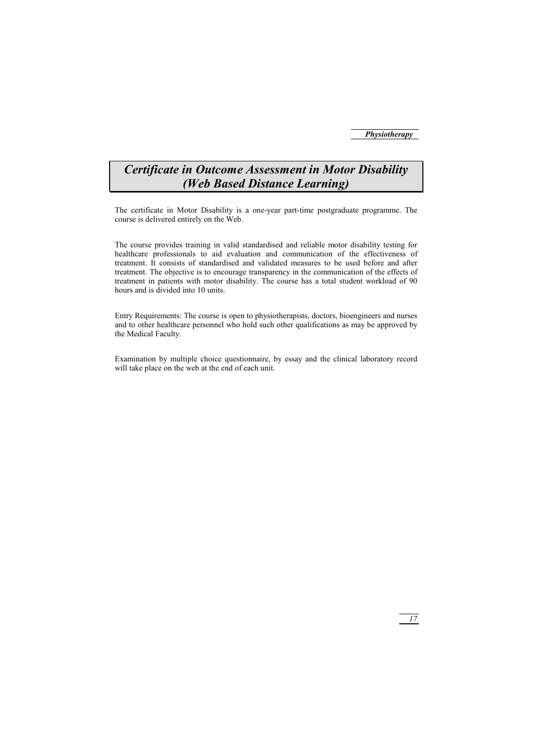# *Certificate in Outcome Assessment in Motor Disability (Web Based Distance Learning)*

The certificate in Motor Disability is a one-year part-time postgraduate programme. The course is delivered entirely on the Web.

The course provides training in valid standardised and reliable motor disability testing for healthcare professionals to aid evaluation and communication of the effectiveness of treatment. It consists of standardised and validated measures to be used before and after treatment. The objective is to encourage transparency in the communication of the effects of treatment in patients with motor disability. The course has a total student workload of 90 hours and is divided into 10 units.

Entry Requirements: The course is open to physiotherapists, doctors, bioengineers and nurses and to other healthcare personnel who hold such other qualifications as may be approved by the Medical Faculty.

Examination by multiple choice questionnaire, by essay and the clinical laboratory record will take place on the web at the end of each unit.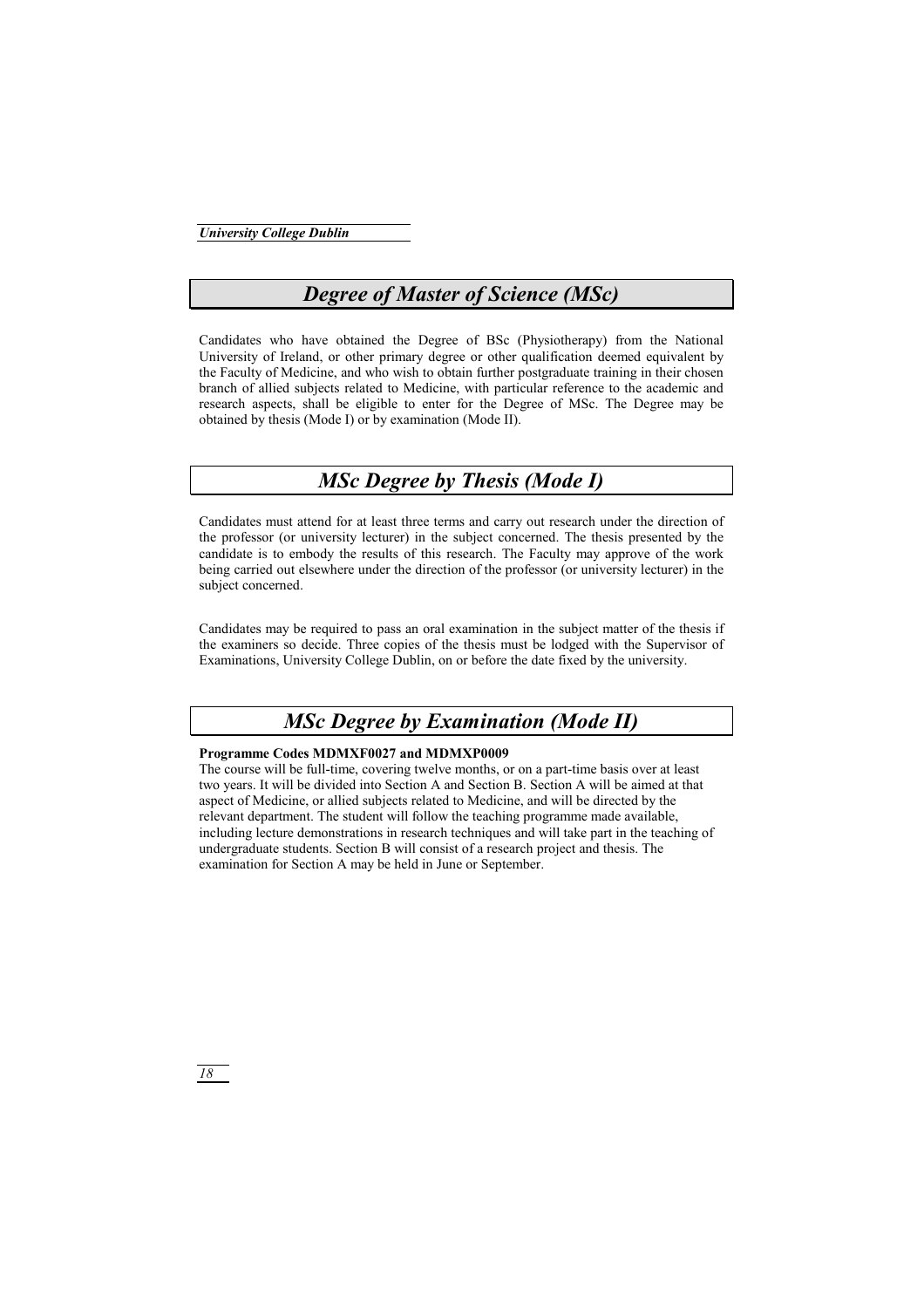## *Degree of Master of Science (MSc)*

Candidates who have obtained the Degree of BSc (Physiotherapy) from the National University of Ireland, or other primary degree or other qualification deemed equivalent by the Faculty of Medicine, and who wish to obtain further postgraduate training in their chosen branch of allied subjects related to Medicine, with particular reference to the academic and research aspects, shall be eligible to enter for the Degree of MSc. The Degree may be obtained by thesis (Mode I) or by examination (Mode II).

## *MSc Degree by Thesis (Mode I)*

Candidates must attend for at least three terms and carry out research under the direction of the professor (or university lecturer) in the subject concerned. The thesis presented by the candidate is to embody the results of this research. The Faculty may approve of the work being carried out elsewhere under the direction of the professor (or university lecturer) in the subject concerned.

Candidates may be required to pass an oral examination in the subject matter of the thesis if the examiners so decide. Three copies of the thesis must be lodged with the Supervisor of Examinations, University College Dublin, on or before the date fixed by the university.

## *MSc Degree by Examination (Mode II)*

**Programme Codes MDMXF0027 and MDMXP0009**

The course will be full-time, covering twelve months, or on a part-time basis over at least two years. It will be divided into Section A and Section B. Section A will be aimed at that aspect of Medicine, or allied subjects related to Medicine, and will be directed by the relevant department. The student will follow the teaching programme made available, including lecture demonstrations in research techniques and will take part in the teaching of undergraduate students. Section B will consist of a research project and thesis. The examination for Section A may be held in June or September.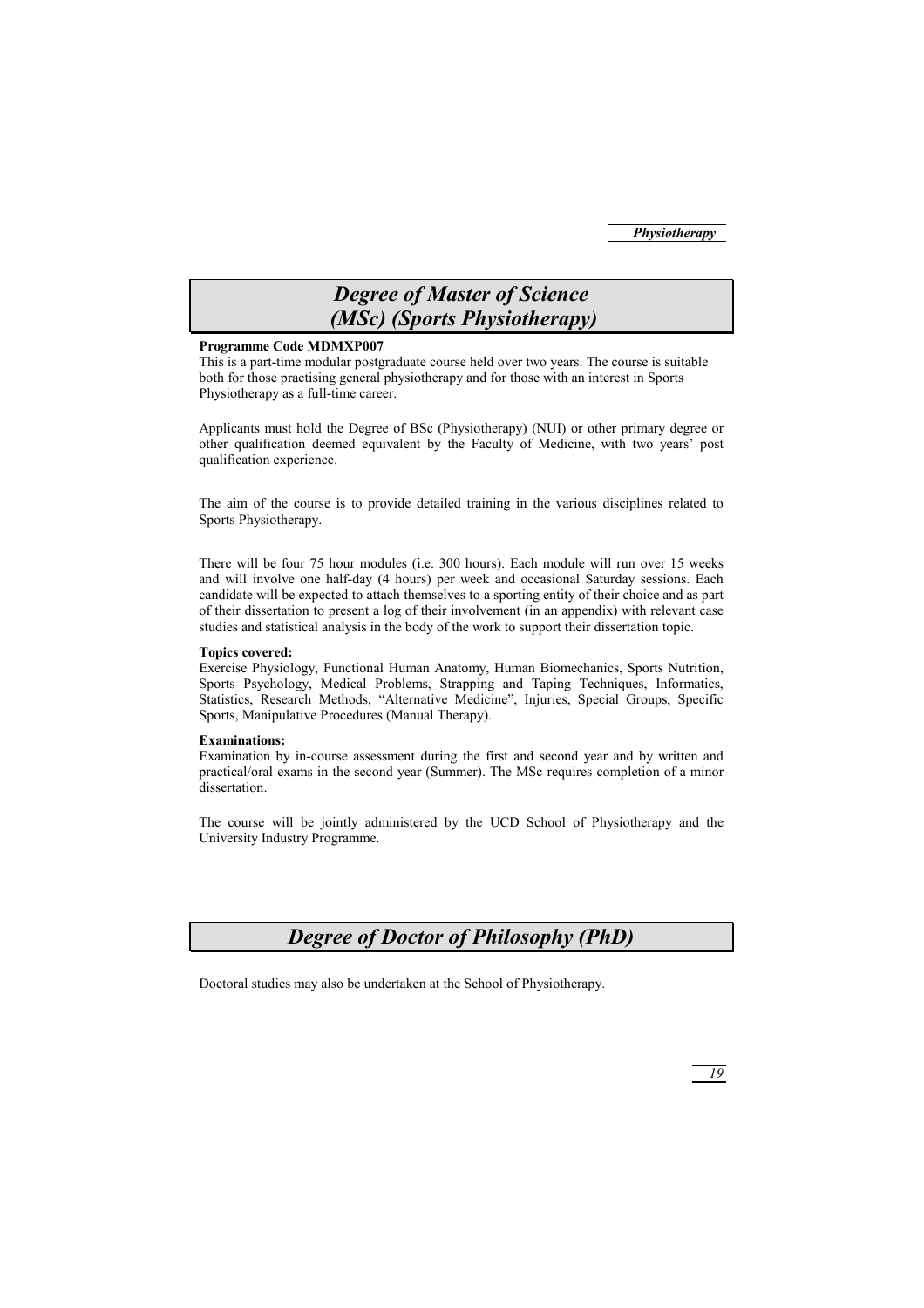## *Degree of Master of Science (MSc) (Sports Physiotherapy)*

**Programme Code MDMXP007**

This is a part-time modular postgraduate course held over two years. The course is suitable both for those practising general physiotherapy and for those with an interest in Sports Physiotherapy as a full-time career.

Applicants must hold the Degree of BSc (Physiotherapy) (NUI) or other primary degree or other qualification deemed equivalent by the Faculty of Medicine, with two years' post qualification experience.

The aim of the course is to provide detailed training in the various disciplines related to Sports Physiotherapy.

There will be four 75 hour modules (i.e. 300 hours). Each module will run over 15 weeks and will involve one half-day (4 hours) per week and occasional Saturday sessions. Each candidate will be expected to attach themselves to a sporting entity of their choice and as part of their dissertation to present a log of their involvement (in an appendix) with relevant case studies and statistical analysis in the body of the work to support their dissertation topic.

**Topics covered:**

Exercise Physiology, Functional Human Anatomy, Human Biomechanics, Sports Nutrition, Sports Psychology, Medical Problems, Strapping and Taping Techniques, Informatics, Statistics, Research Methods, "Alternative Medicine", Injuries, Special Groups, Specific Sports, Manipulative Procedures (Manual Therapy).

**Examinations:**

Examination by in-course assessment during the first and second year and by written and practical/oral exams in the second year (Summer). The MSc requires completion of a minor dissertation.

The course will be jointly administered by the UCD School of Physiotherapy and the University Industry Programme.

## *Degree of Doctor of Philosophy (PhD)*

Doctoral studies may also be undertaken at the School of Physiotherapy.